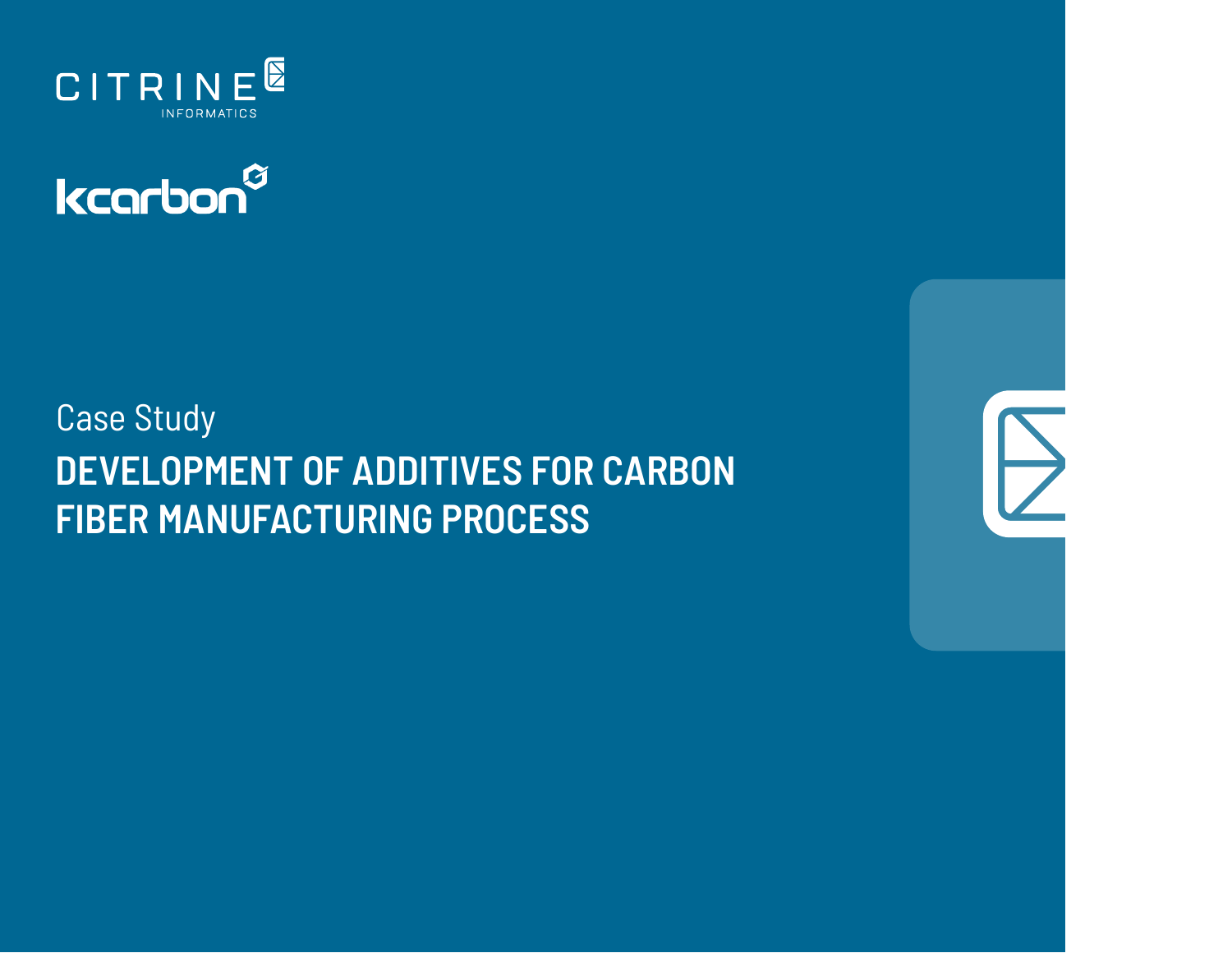CITRINE INFORMATICS

kcarbon

Case Study

# DEVELOPMENT OF ADDITIVES FOR CARBON FIBER MANUFACTURING PROCESS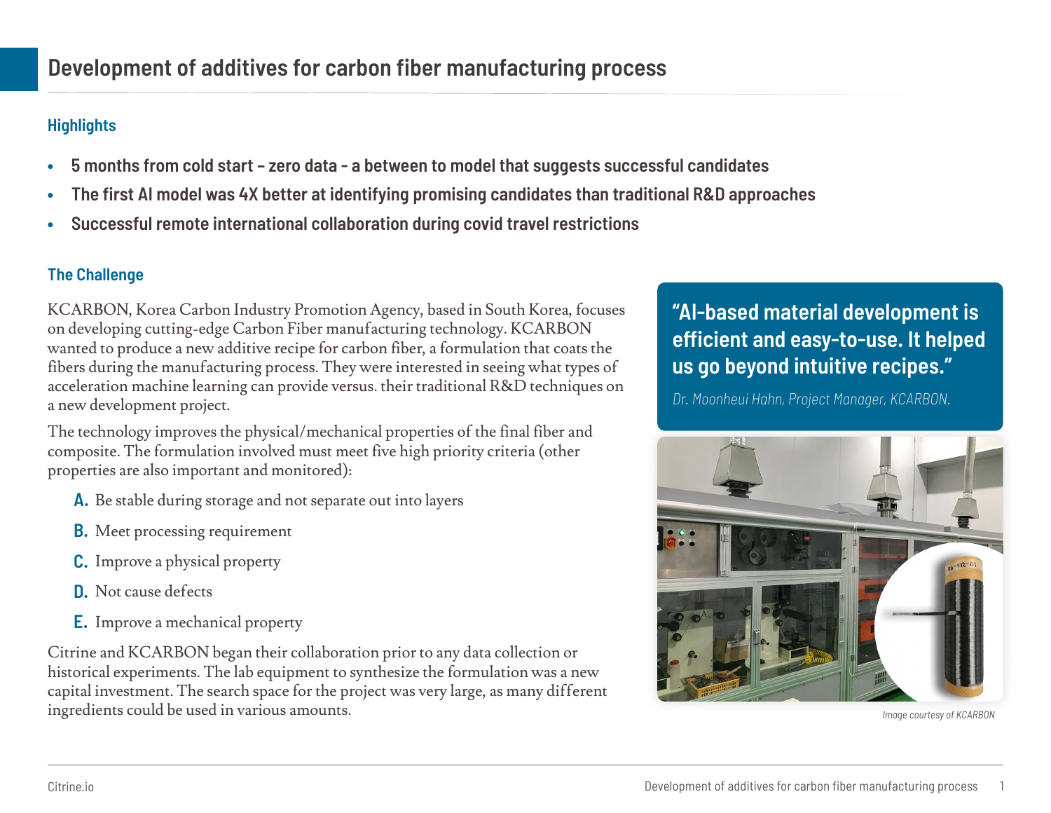# Development of additives for carbon fiber manufacturing process

## Highlights

- **5 months from cold start – zero data - a between to model that suggests successful candidates**
- **The first AI model was 4X better at identifying promising candidates than traditional R&D approaches**
- **Successful remote international collaboration during covid travel restrictions**

## The Challenge

KCARBON, Korea Carbon Industry Promotion Agency, based in South Korea, focuses on developing cutting-edge Carbon Fiber manufacturing technology. KCARBON wanted to produce a new additive recipe for carbon fiber, a formulation that coats the fibers during the manufacturing process. They were interested in seeing what types of acceleration machine learning can provide versus. their traditional R&D techniques on a new development project.

The technology improves the physical/mechanical properties of the final fiber and composite. The formulation involved must meet five high priority criteria (other properties are also important and monitored):

- **A.** Be stable during storage and not separate out into layers
- **B.** Meet processing requirement
- **C.** Improve a physical property
- **D.** Not cause defects
- **E.** Improve a mechanical property

Citrine and KCARBON began their collaboration prior to any data collection or historical experiments. The lab equipment to synthesize the formulation was a new capital investment. The search space for the project was very large, as many different ingredients could be used in various amounts.

> **"AI-based material development is efficient and easy-to-use. It helped us go beyond intuitive recipes."**
>
> *Dr. Moonheui Hahn, Project Manager, KCARBON.*

*Image courtesy of KCARBON*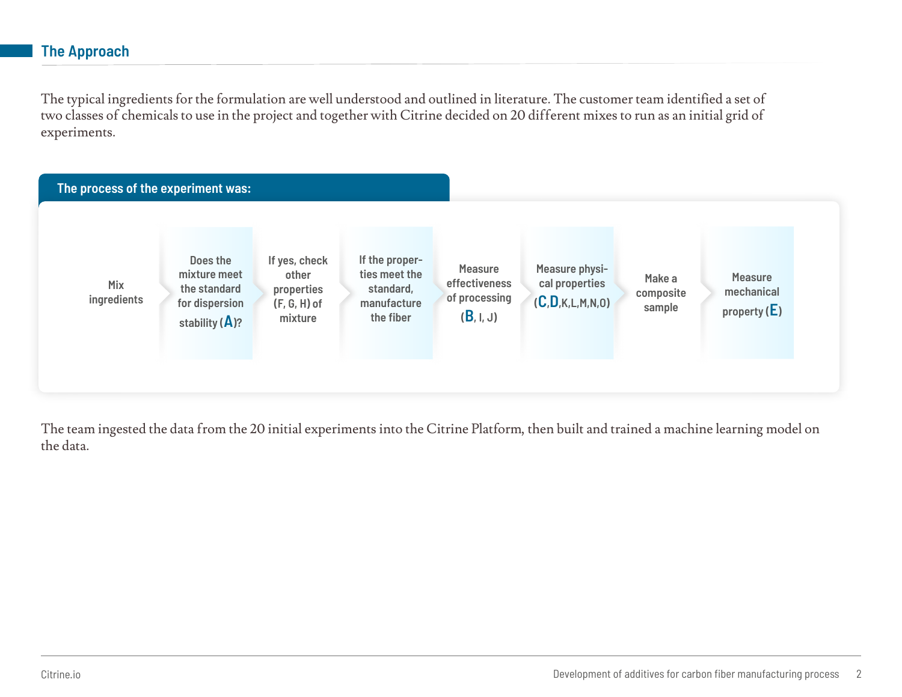## The Approach

The typical ingredients for the formulation are well understood and outlined in literature. The customer team identified a set of two classes of chemicals to use in the project and together with Citrine decided on 20 different mixes to run as an initial grid of experiments.

**The process of the experiment was:**

1. Mix ingredients
2. Does the mixture meet the standard for dispersion stability (**A**)?
3. If yes, check other properties (F, G, H) of mixture
4. If the properties meet the standard, manufacture the fiber
5. Measure effectiveness of processing (**B**, I, J)
6. Measure physical properties (**C**,**D**,K,L,M,N,O)
7. Make a composite sample
8. Measure mechanical property (**E**)

The team ingested the data from the 20 initial experiments into the Citrine Platform, then built and trained a machine learning model on the data.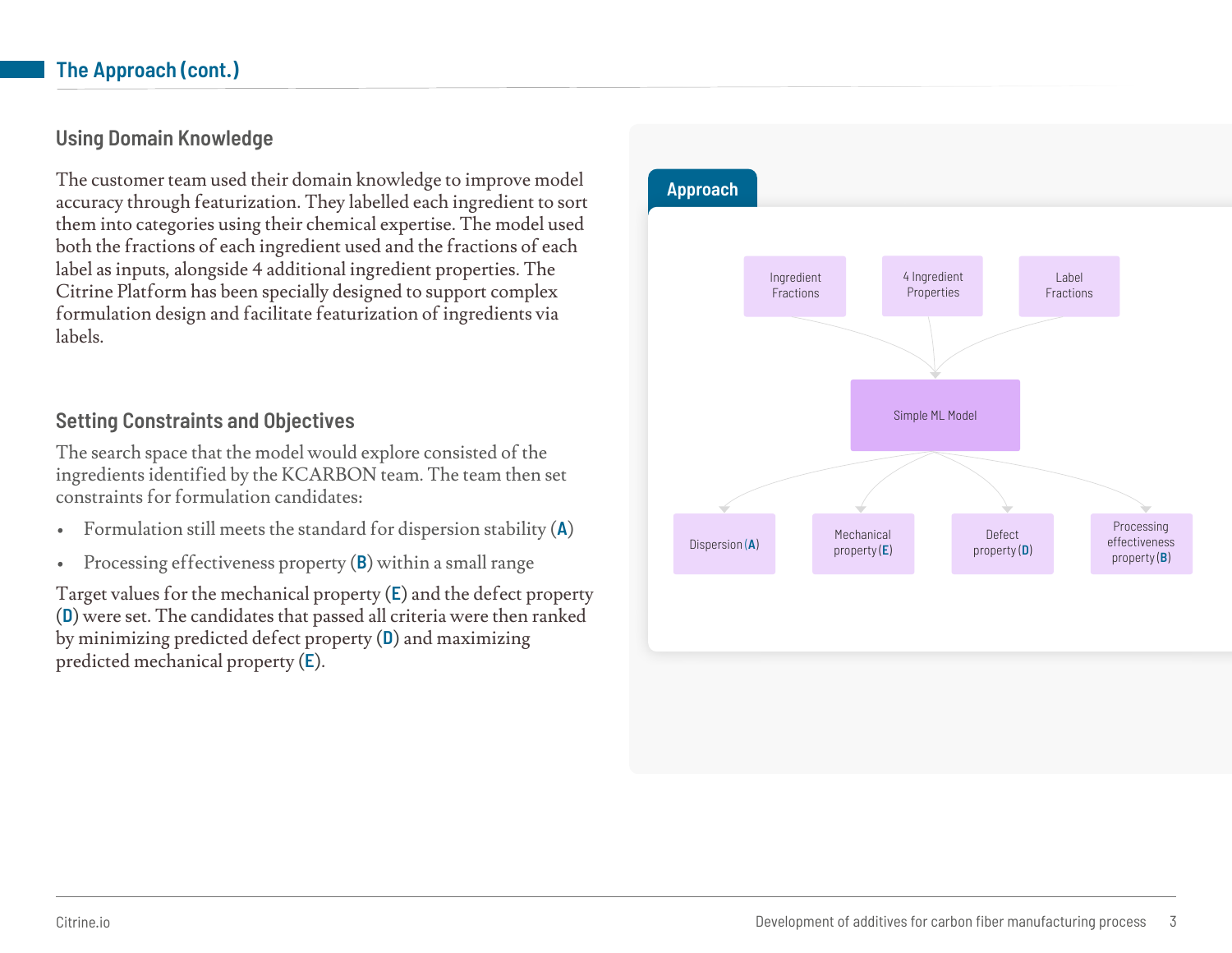## The Approach (cont.)

### Using Domain Knowledge

The customer team used their domain knowledge to improve model accuracy through featurization. They labelled each ingredient to sort them into categories using their chemical expertise. The model used both the fractions of each ingredient used and the fractions of each label as inputs, alongside 4 additional ingredient properties. The Citrine Platform has been specially designed to support complex formulation design and facilitate featurization of ingredients via labels.

### Setting Constraints and Objectives

The search space that the model would explore consisted of the ingredients identified by the KCARBON team. The team then set constraints for formulation candidates:

- Formulation still meets the standard for dispersion stability (**A**)
- Processing effectiveness property (**B**) within a small range

Target values for the mechanical property (**E**) and the defect property (**D**) were set. The candidates that passed all criteria were then ranked by minimizing predicted defect property (**D**) and maximizing predicted mechanical property (**E**).

**Approach**

Ingredient Fractions

4 Ingredient Properties

Label Fractions

Simple ML Model

Dispersion (**A**)

Mechanical property (**E**)

Defect property (**D**)

Processing effectiveness property (**B**)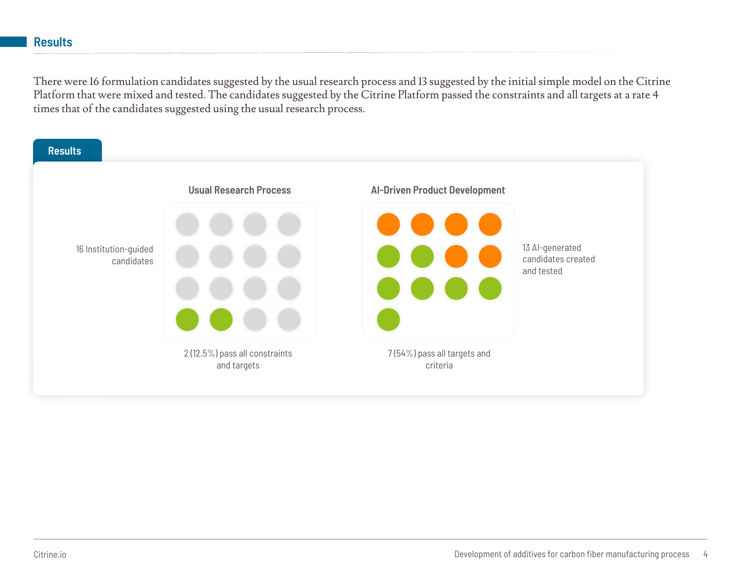## Results

There were 16 formulation candidates suggested by the usual research process and 13 suggested by the initial simple model on the Citrine Platform that were mixed and tested. The candidates suggested by the Citrine Platform passed the constraints and all targets at a rate 4 times that of the candidates suggested using the usual research process.

### Results

**Usual Research Process**

16 Institution-guided candidates

2 (12.5%) pass all constraints and targets

**AI-Driven Product Development**

13 AI-generated candidates created and tested

7 (54%) pass all targets and criteria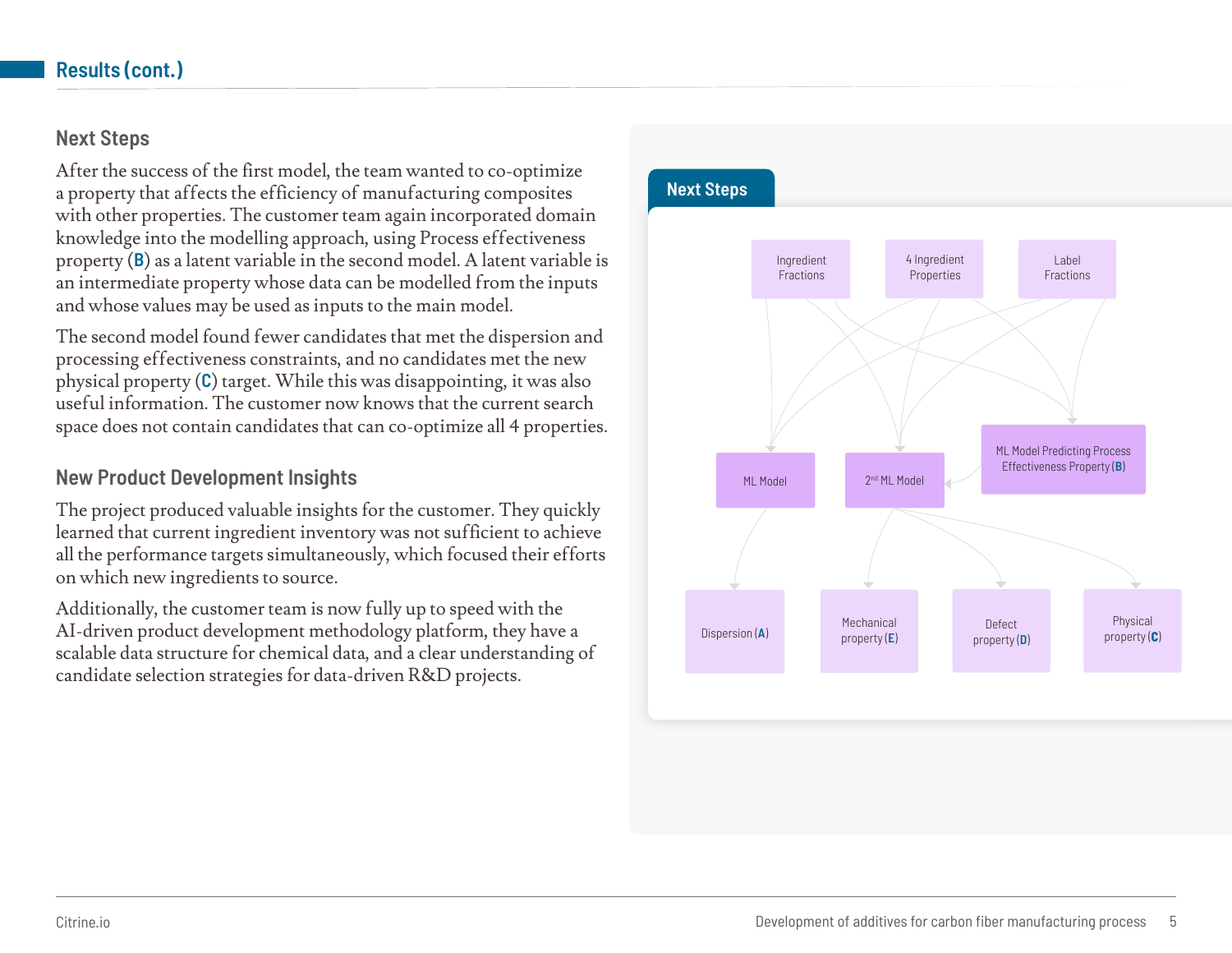## Results (cont.)

### Next Steps

After the success of the first model, the team wanted to co-optimize a property that affects the efficiency of manufacturing composites with other properties. The customer team again incorporated domain knowledge into the modelling approach, using Process effectiveness property (**B**) as a latent variable in the second model. A latent variable is an intermediate property whose data can be modelled from the inputs and whose values may be used as inputs to the main model.

The second model found fewer candidates that met the dispersion and processing effectiveness constraints, and no candidates met the new physical property (**C**) target. While this was disappointing, it was also useful information. The customer now knows that the current search space does not contain candidates that can co-optimize all 4 properties.

### New Product Development Insights

The project produced valuable insights for the customer. They quickly learned that current ingredient inventory was not sufficient to achieve all the performance targets simultaneously, which focused their efforts on which new ingredients to source.

Additionally, the customer team is now fully up to speed with the AI-driven product development methodology platform, they have a scalable data structure for chemical data, and a clear understanding of candidate selection strategies for data-driven R&D projects.

**Next Steps**

Ingredient Fractions | 4 Ingredient Properties | Label Fractions

ML Model | 2nd ML Model | ML Model Predicting Process Effectiveness Property (**B**)

Dispersion (**A**) | Mechanical property (**E**) | Defect property (**D**) | Physical property (**C**)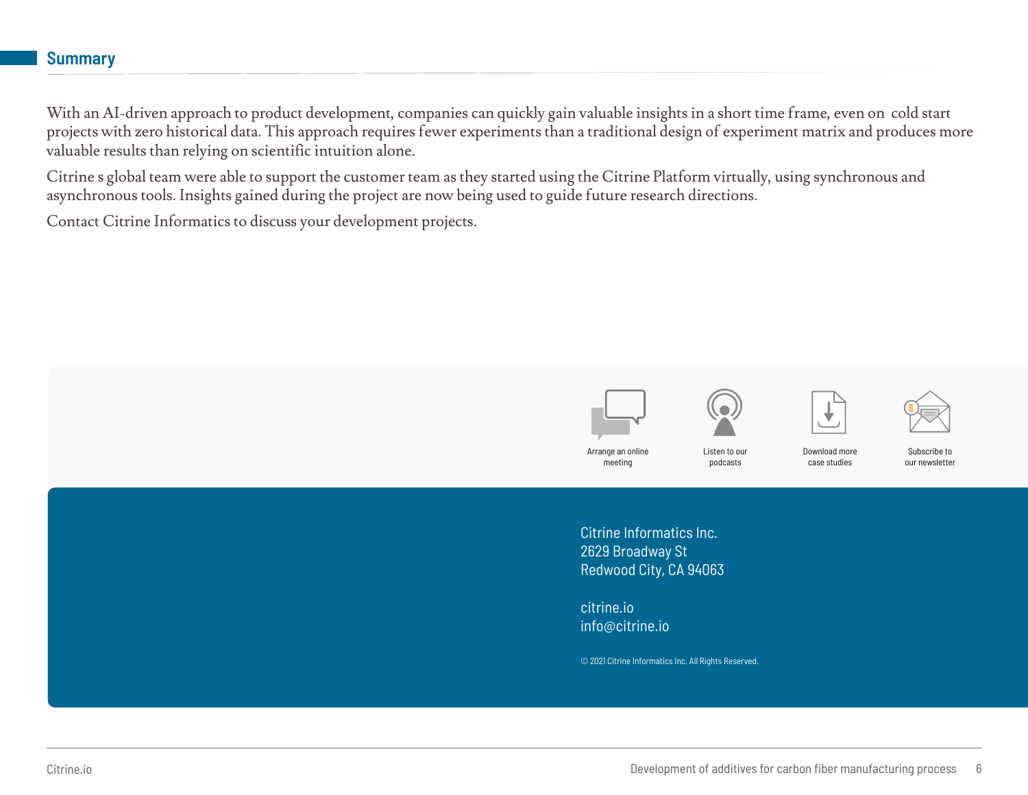## Summary

With an AI-driven approach to product development, companies can quickly gain valuable insights in a short time frame, even on cold start projects with zero historical data. This approach requires fewer experiments than a traditional design of experiment matrix and produces more valuable results than relying on scientific intuition alone.

Citrine s global team were able to support the customer team as they started using the Citrine Platform virtually, using synchronous and asynchronous tools. Insights gained during the project are now being used to guide future research directions.

Contact Citrine Informatics to discuss your development projects.

Arrange an online meeting

Listen to our podcasts

Download more case studies

Subscribe to our newsletter

Citrine Informatics Inc.
2629 Broadway St
Redwood City, CA 94063

citrine.io
info@citrine.io

© 2021 Citrine Informatics Inc. All Rights Reserved.